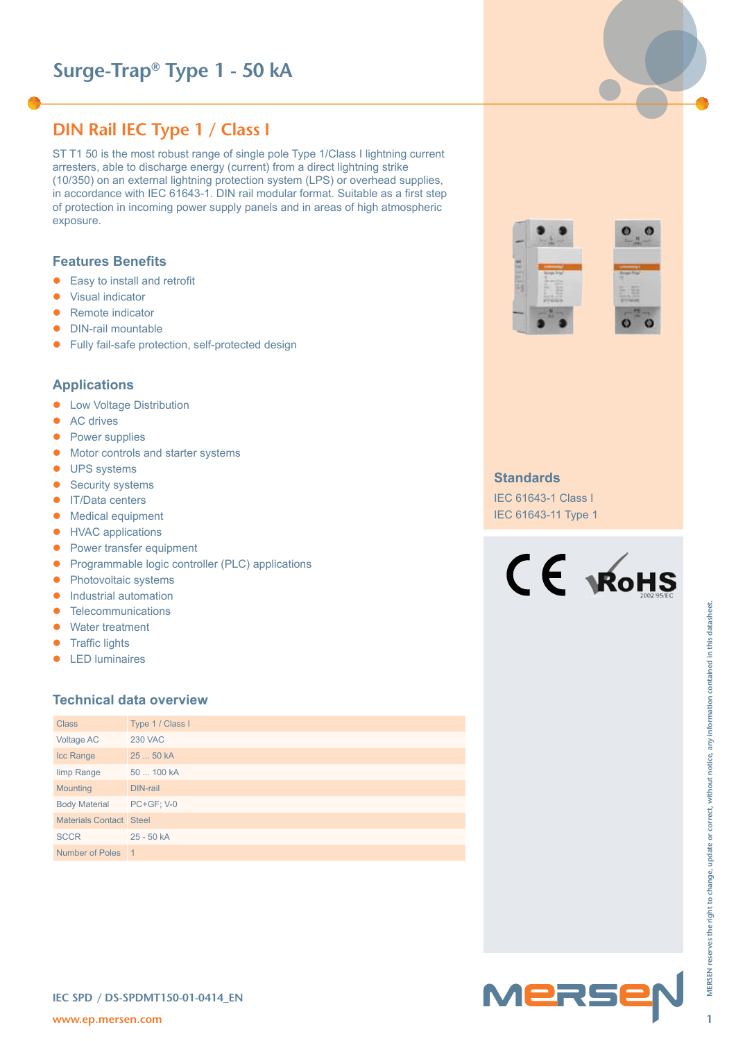# Surge-Trap® Type 1 - 50 kA

## DIN Rail IEC Type 1 / Class I

ST T1 50 is the most robust range of single pole Type 1/Class I lightning current arresters, able to discharge energy (current) from a direct lightning strike (10/350) on an external lightning protection system (LPS) or overhead supplies, in accordance with IEC 61643-1. DIN rail modular format. Suitable as a first step of protection in incoming power supply panels and in areas of high atmospheric exposure.

### Features Benefits

- Easy to install and retrofit
- Visual indicator
- Remote indicator
- DIN-rail mountable
- Fully fail-safe protection, self-protected design

### Applications

- Low Voltage Distribution
- AC drives
- Power supplies
- Motor controls and starter systems
- UPS systems
- Security systems
- IT/Data centers
- Medical equipment
- HVAC applications
- Power transfer equipment
- Programmable logic controller (PLC) applications
- Photovoltaic systems
- Industrial automation
- Telecommunications
- Water treatment
- Traffic lights
- LED luminaires

### Standards

IEC 61643-1 Class I
IEC 61643-11 Type 1

### Technical data overview

| | |
|---|---|
| Class | Type 1 / Class I |
| Voltage AC | 230 VAC |
| Icc Range | 25 ... 50 kA |
| Iimp Range | 50 ... 100 kA |
| Mounting | DIN-rail |
| Body Material | PC+GF; V-0 |
| Materials Contact | Steel |
| SCCR | 25 - 50 kA |
| Number of Poles | 1 |

IEC SPD / DS-SPDMT150-01-0414_EN

www.ep.mersen.com

MERSEN reserves the right to change, update or correct, without notice, any information contained in this datasheet.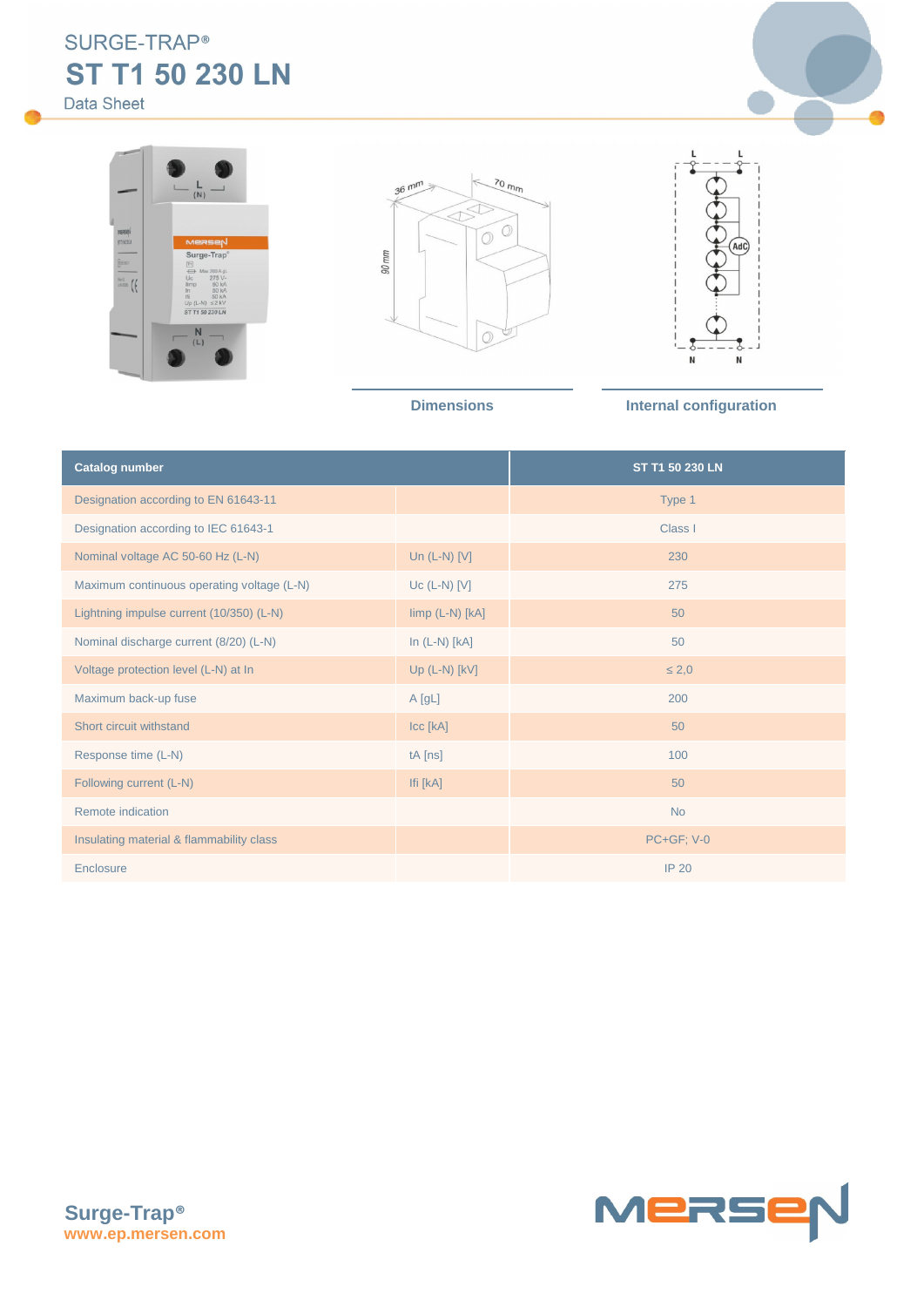SURGE-TRAP®

# ST T1 50 230 LN

Data Sheet

Dimensions

Internal configuration

| Catalog number | | ST T1 50 230 LN |
|---|---|---|
| Designation according to EN 61643-11 | | Type 1 |
| Designation according to IEC 61643-1 | | Class I |
| Nominal voltage AC 50-60 Hz (L-N) | Un (L-N) [V] | 230 |
| Maximum continuous operating voltage (L-N) | Uc (L-N) [V] | 275 |
| Lightning impulse current (10/350) (L-N) | Iimp (L-N) [kA] | 50 |
| Nominal discharge current (8/20) (L-N) | In (L-N) [kA] | 50 |
| Voltage protection level (L-N) at In | Up (L-N) [kV] | ≤ 2,0 |
| Maximum back-up fuse | A [gL] | 200 |
| Short circuit withstand | Icc [kA] | 50 |
| Response time (L-N) | tA [ns] | 100 |
| Following current (L-N) | Ifi [kA] | 50 |
| Remote indication | | No |
| Insulating material & flammability class | | PC+GF; V-0 |
| Enclosure | | IP 20 |

**Surge-Trap®**
**www.ep.mersen.com**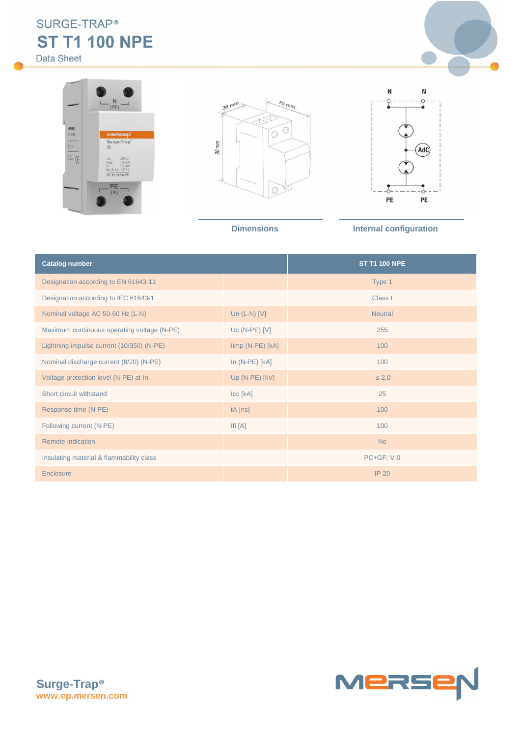SURGE-TRAP®

# ST T1 100 NPE

Data Sheet

Dimensions

Internal configuration

| Catalog number | | ST T1 100 NPE |
|---|---|---|
| Designation according to EN 61643-11 | | Type 1 |
| Designation according to IEC 61643-1 | | Class I |
| Nominal voltage AC 50-60 Hz (L-N) | Un (L-N) [V] | Neutral |
| Maximum continuous operating voltage (N-PE) | Uc (N-PE) [V] | 255 |
| Lightning impulse current (10/350) (N-PE) | Iimp (N-PE) [kA] | 100 |
| Nominal discharge current (8/20) (N-PE) | In (N-PE) [kA] | 100 |
| Voltage protection level (N-PE) at In | Up (N-PE) [kV] | ≤ 2,0 |
| Short circuit withstand | Icc [kA] | 25 |
| Response time (N-PE) | tA [ns] | 100 |
| Following current (N-PE) | Ifi [A] | 100 |
| Remote indication | | No |
| Insulating material & flammability class | | PC+GF; V-0 |
| Enclosure | | IP 20 |

**Surge-Trap®**
**www.ep.mersen.com**